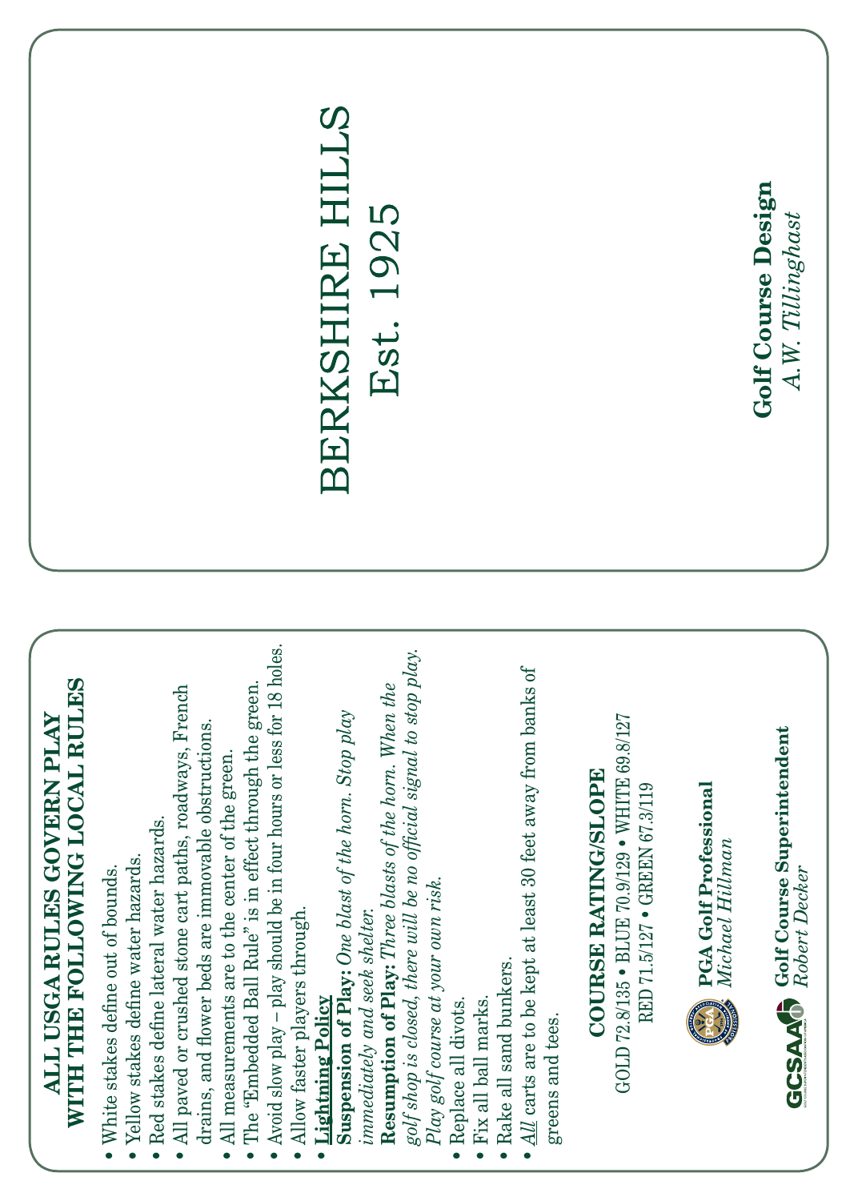# BERKSHIRE HILLS

Est. 1925

**Golf Course Design**
*A.W. Tillinghast*

## ALL USGA RULES GOVERN PLAY WITH THE FOLLOWING LOCAL RULES

- White stakes define out of bounds.
- Yellow stakes define water hazards.
- Red stakes define lateral water hazards.
- All paved or crushed stone cart paths, roadways, French drains, and flower beds are immovable obstructions.
- All measurements are to the center of the green.
- The "Embedded Ball Rule" is in effect through the green.
- Avoid slow play – play should be in four hours or less for 18 holes.
- Allow faster players through.
- **Lightning Policy**
  **Suspension of Play:** *One blast of the horn. Stop play immediately and seek shelter.*
  **Resumption of Play:** *Three blasts of the horn. When the golf shop is closed, there will be no official signal to stop play. Play golf course at your own risk.*
- Replace all divots.
- Fix all ball marks.
- Rake all sand bunkers.
- *All* carts are to be kept at least 30 feet away from banks of greens and tees.

### COURSE RATING/SLOPE

GOLD 72.8/135 • BLUE 70.9/129 • WHITE 69.8/127
RED 71.5/127 • GREEN 67.3/119

**PGA Golf Professional**
*Michael Hillman*

**Golf Course Superintendent**
*Robert Decker*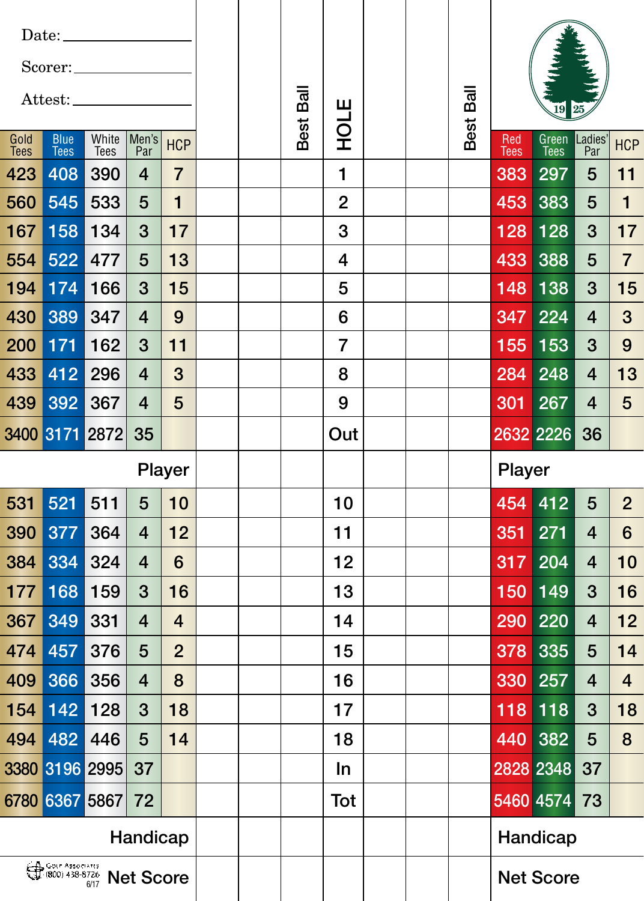Date: ____________________

Scorer: ____________________

Attest: ____________________

| Gold Tees | Blue Tees | White Tees | Men's Par | HCP | | | Best Ball | HOLE | | | Best Ball | Red Tees | Green Tees | Ladies' Par | HCP |
|---|---|---|---|---|---|---|---|---|---|---|---|---|---|---|---|
| 423 | 408 | 390 | 4 | 7 | | | | 1 | | | | 383 | 297 | 5 | 11 |
| 560 | 545 | 533 | 5 | 1 | | | | 2 | | | | 453 | 383 | 5 | 1 |
| 167 | 158 | 134 | 3 | 17 | | | | 3 | | | | 128 | 128 | 3 | 17 |
| 554 | 522 | 477 | 5 | 13 | | | | 4 | | | | 433 | 388 | 5 | 7 |
| 194 | 174 | 166 | 3 | 15 | | | | 5 | | | | 148 | 138 | 3 | 15 |
| 430 | 389 | 347 | 4 | 9 | | | | 6 | | | | 347 | 224 | 4 | 3 |
| 200 | 171 | 162 | 3 | 11 | | | | 7 | | | | 155 | 153 | 3 | 9 |
| 433 | 412 | 296 | 4 | 3 | | | | 8 | | | | 284 | 248 | 4 | 13 |
| 439 | 392 | 367 | 4 | 5 | | | | 9 | | | | 301 | 267 | 4 | 5 |
| 3400 | 3171 | 2872 | 35 | | | | | Out | | | | 2632 | 2226 | 36 | |
| Player | | | | | | | | | | | | Player | | | |
| 531 | 521 | 511 | 5 | 10 | | | | 10 | | | | 454 | 412 | 5 | 2 |
| 390 | 377 | 364 | 4 | 12 | | | | 11 | | | | 351 | 271 | 4 | 6 |
| 384 | 334 | 324 | 4 | 6 | | | | 12 | | | | 317 | 204 | 4 | 10 |
| 177 | 168 | 159 | 3 | 16 | | | | 13 | | | | 150 | 149 | 3 | 16 |
| 367 | 349 | 331 | 4 | 4 | | | | 14 | | | | 290 | 220 | 4 | 12 |
| 474 | 457 | 376 | 5 | 2 | | | | 15 | | | | 378 | 335 | 5 | 14 |
| 409 | 366 | 356 | 4 | 8 | | | | 16 | | | | 330 | 257 | 4 | 4 |
| 154 | 142 | 128 | 3 | 18 | | | | 17 | | | | 118 | 118 | 3 | 18 |
| 494 | 482 | 446 | 5 | 14 | | | | 18 | | | | 440 | 382 | 5 | 8 |
| 3380 | 3196 | 2995 | 37 | | | | | In | | | | 2828 | 2348 | 37 | |
| 6780 | 6367 | 5867 | 72 | | | | | Tot | | | | 5460 | 4574 | 73 | |
| Handicap | | | | | | | | | | | | Handicap | | | |
| Net Score | | | | | | | | | | | | Net Score | | | |

1925

Golf Associates (800) 438-8726 6/17